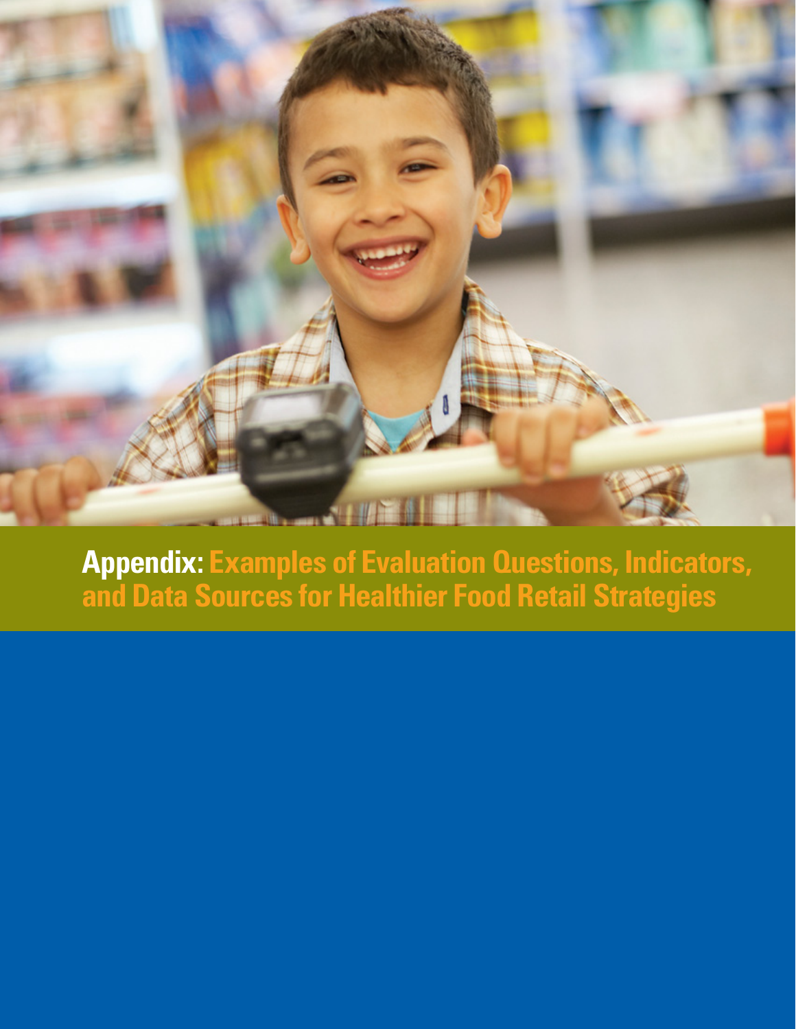# Appendix: Examples of Evaluation Questions, Indicators, and Data Sources for Healthier Food Retail Strategies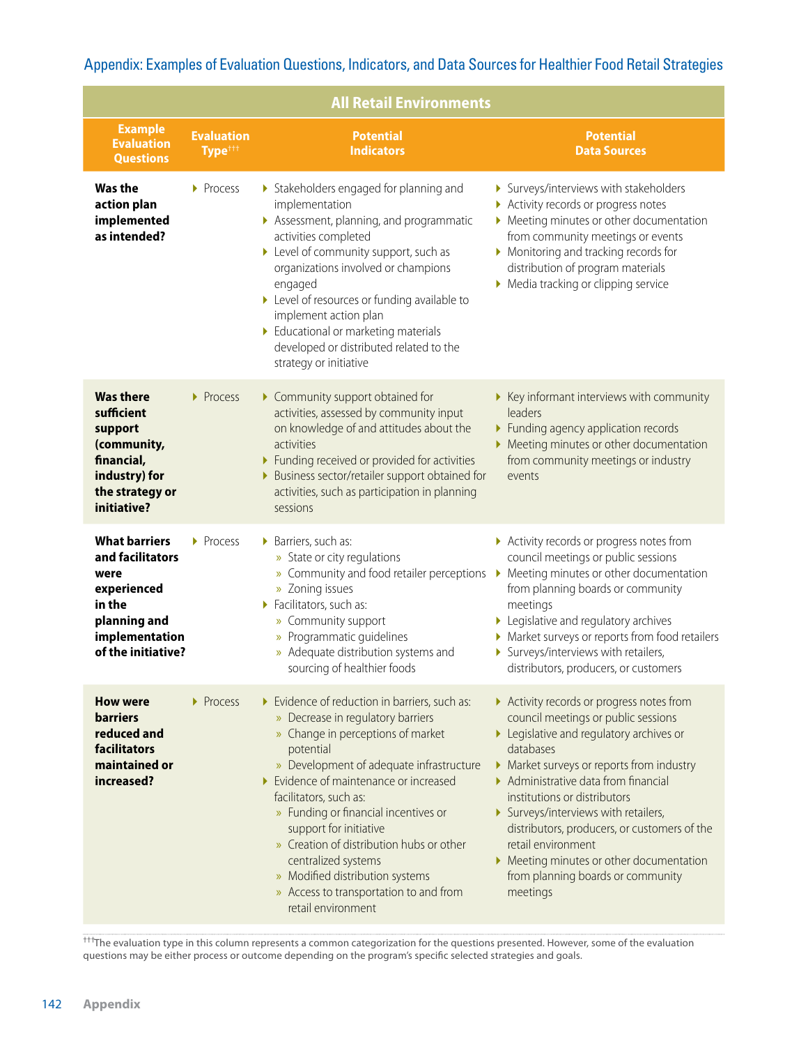## Appendix: Examples of Evaluation Questions, Indicators, and Data Sources for Healthier Food Retail Strategies

| All Retail Environments | | | |
|---|---|---|---|
| **Example Evaluation Questions** | **Evaluation Type[†††]** | **Potential Indicators** | **Potential Data Sources** |
| **Was the action plan implemented as intended?** | Process | • Stakeholders engaged for planning and implementation<br>• Assessment, planning, and programmatic activities completed<br>• Level of community support, such as organizations involved or champions engaged<br>• Level of resources or funding available to implement action plan<br>• Educational or marketing materials developed or distributed related to the strategy or initiative | • Surveys/interviews with stakeholders<br>• Activity records or progress notes<br>• Meeting minutes or other documentation from community meetings or events<br>• Monitoring and tracking records for distribution of program materials<br>• Media tracking or clipping service |
| **Was there sufficient support (community, financial, industry) for the strategy or initiative?** | Process | • Community support obtained for activities, assessed by community input on knowledge of and attitudes about the activities<br>• Funding received or provided for activities<br>• Business sector/retailer support obtained for activities, such as participation in planning sessions | • Key informant interviews with community leaders<br>• Funding agency application records<br>• Meeting minutes or other documentation from community meetings or industry events |
| **What barriers and facilitators were experienced in the planning and implementation of the initiative?** | Process | • Barriers, such as:<br>» State or city regulations<br>» Community and food retailer perceptions<br>» Zoning issues<br>• Facilitators, such as:<br>» Community support<br>» Programmatic guidelines<br>» Adequate distribution systems and sourcing of healthier foods | • Activity records or progress notes from council meetings or public sessions<br>• Meeting minutes or other documentation from planning boards or community meetings<br>• Legislative and regulatory archives<br>• Market surveys or reports from food retailers<br>• Surveys/interviews with retailers, distributors, producers, or customers |
| **How were barriers reduced and facilitators maintained or increased?** | Process | • Evidence of reduction in barriers, such as:<br>» Decrease in regulatory barriers<br>» Change in perceptions of market potential<br>» Development of adequate infrastructure<br>• Evidence of maintenance or increased facilitators, such as:<br>» Funding or financial incentives or support for initiative<br>» Creation of distribution hubs or other centralized systems<br>» Modified distribution systems<br>» Access to transportation to and from retail environment | • Activity records or progress notes from council meetings or public sessions<br>• Legislative and regulatory archives or databases<br>• Market surveys or reports from industry<br>• Administrative data from financial institutions or distributors<br>• Surveys/interviews with retailers, distributors, producers, or customers of the retail environment<br>• Meeting minutes or other documentation from planning boards or community meetings |

[†††]The evaluation type in this column represents a common categorization for the questions presented. However, some of the evaluation questions may be either process or outcome depending on the program's specific selected strategies and goals.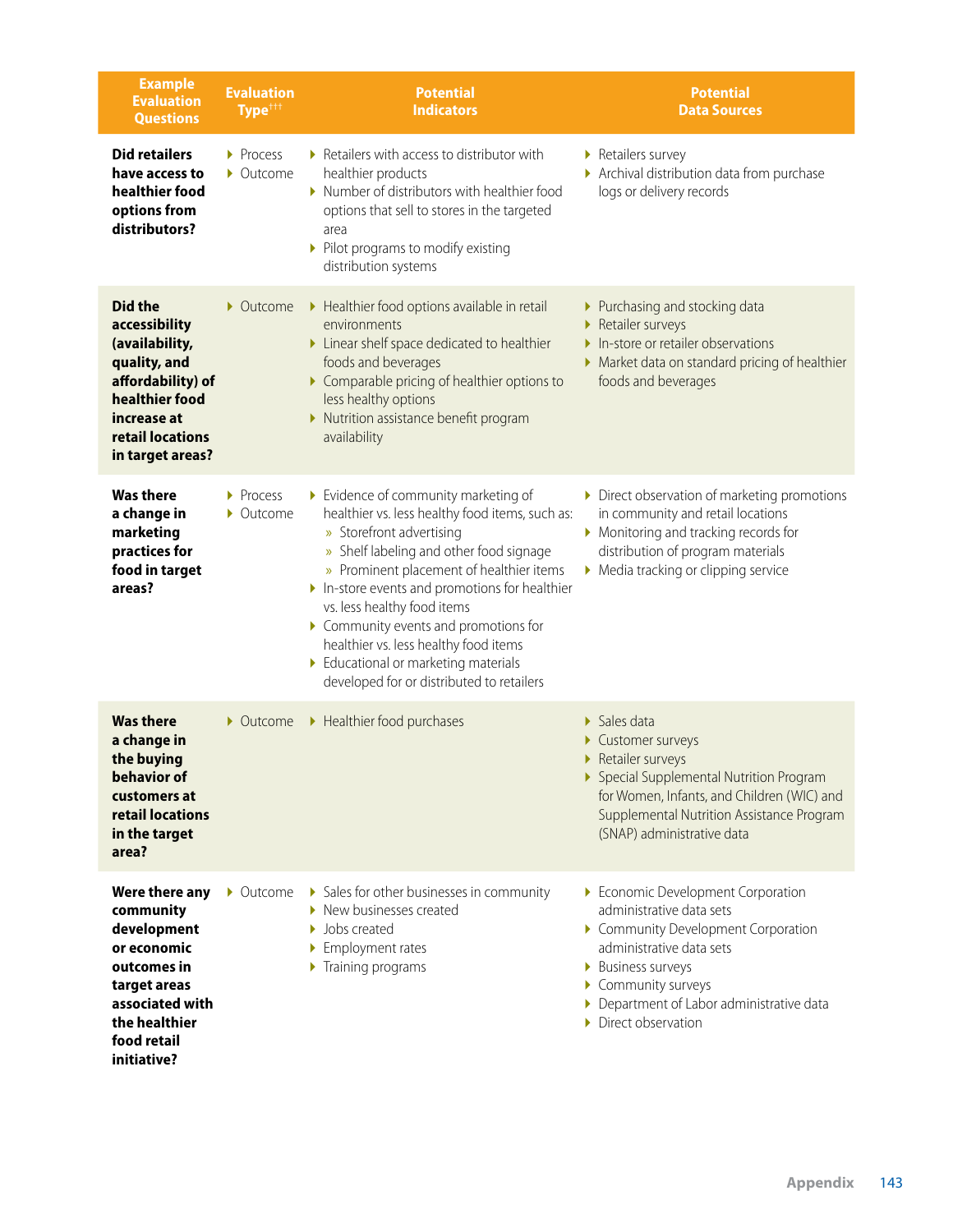| Example Evaluation Questions | Evaluation Type[†††] | Potential Indicators | Potential Data Sources |
|---|---|---|---|
| **Did retailers have access to healthier food options from distributors?** | ‣ Process<br>‣ Outcome | ‣ Retailers with access to distributor with healthier products<br>‣ Number of distributors with healthier food options that sell to stores in the targeted area<br>‣ Pilot programs to modify existing distribution systems | ‣ Retailers survey<br>‣ Archival distribution data from purchase logs or delivery records |
| **Did the accessibility (availability, quality, and affordability) of healthier food increase at retail locations in target areas?** | ‣ Outcome | ‣ Healthier food options available in retail environments<br>‣ Linear shelf space dedicated to healthier foods and beverages<br>‣ Comparable pricing of healthier options to less healthy options<br>‣ Nutrition assistance benefit program availability | ‣ Purchasing and stocking data<br>‣ Retailer surveys<br>‣ In-store or retailer observations<br>‣ Market data on standard pricing of healthier foods and beverages |
| **Was there a change in marketing practices for food in target areas?** | ‣ Process<br>‣ Outcome | ‣ Evidence of community marketing of healthier vs. less healthy food items, such as:<br>» Storefront advertising<br>» Shelf labeling and other food signage<br>» Prominent placement of healthier items<br>‣ In-store events and promotions for healthier vs. less healthy food items<br>‣ Community events and promotions for healthier vs. less healthy food items<br>‣ Educational or marketing materials developed for or distributed to retailers | ‣ Direct observation of marketing promotions in community and retail locations<br>‣ Monitoring and tracking records for distribution of program materials<br>‣ Media tracking or clipping service |
| **Was there a change in the buying behavior of customers at retail locations in the target area?** | ‣ Outcome | ‣ Healthier food purchases | ‣ Sales data<br>‣ Customer surveys<br>‣ Retailer surveys<br>‣ Special Supplemental Nutrition Program for Women, Infants, and Children (WIC) and Supplemental Nutrition Assistance Program (SNAP) administrative data |
| **Were there any community development or economic outcomes in target areas associated with the healthier food retail initiative?** | ‣ Outcome | ‣ Sales for other businesses in community<br>‣ New businesses created<br>‣ Jobs created<br>‣ Employment rates<br>‣ Training programs | ‣ Economic Development Corporation administrative data sets<br>‣ Community Development Corporation administrative data sets<br>‣ Business surveys<br>‣ Community surveys<br>‣ Department of Labor administrative data<br>‣ Direct observation |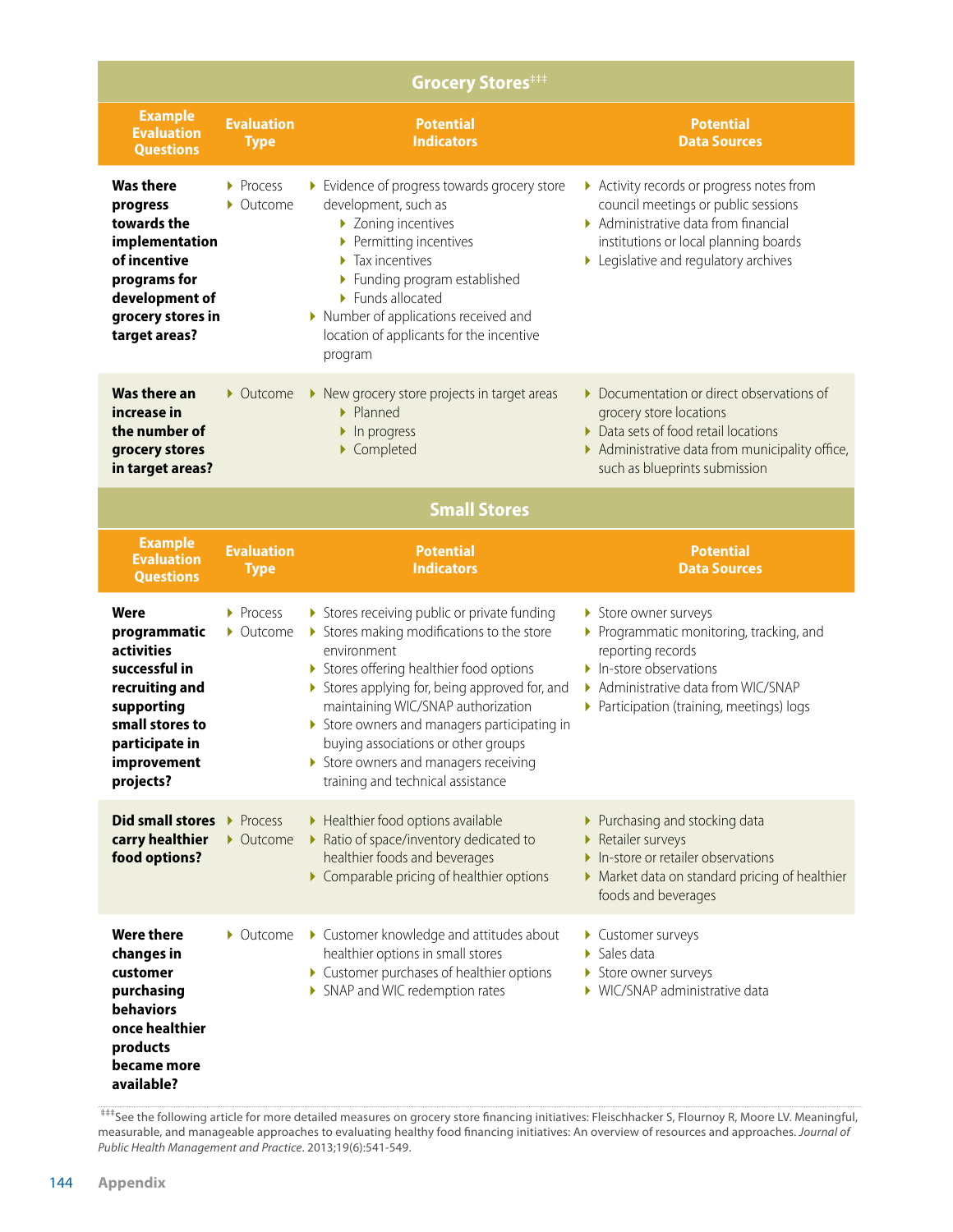## Grocery Stores‡‡‡

| Example Evaluation Questions | Evaluation Type | Potential Indicators | Potential Data Sources |
|---|---|---|---|
| **Was there progress towards the implementation of incentive programs for development of grocery stores in target areas?** | ▸ Process<br>▸ Outcome | ▸ Evidence of progress towards grocery store development, such as<br>  ▸ Zoning incentives<br>  ▸ Permitting incentives<br>  ▸ Tax incentives<br>  ▸ Funding program established<br>  ▸ Funds allocated<br>▸ Number of applications received and location of applicants for the incentive program | ▸ Activity records or progress notes from council meetings or public sessions<br>▸ Administrative data from financial institutions or local planning boards<br>▸ Legislative and regulatory archives |
| **Was there an increase in the number of grocery stores in target areas?** | ▸ Outcome | ▸ New grocery store projects in target areas<br>  ▸ Planned<br>  ▸ In progress<br>  ▸ Completed | ▸ Documentation or direct observations of grocery store locations<br>▸ Data sets of food retail locations<br>▸ Administrative data from municipality office, such as blueprints submission |

## Small Stores

| Example Evaluation Questions | Evaluation Type | Potential Indicators | Potential Data Sources |
|---|---|---|---|
| **Were programmatic activities successful in recruiting and supporting small stores to participate in improvement projects?** | ▸ Process<br>▸ Outcome | ▸ Stores receiving public or private funding<br>▸ Stores making modifications to the store environment<br>▸ Stores offering healthier food options<br>▸ Stores applying for, being approved for, and maintaining WIC/SNAP authorization<br>▸ Store owners and managers participating in buying associations or other groups<br>▸ Store owners and managers receiving training and technical assistance | ▸ Store owner surveys<br>▸ Programmatic monitoring, tracking, and reporting records<br>▸ In-store observations<br>▸ Administrative data from WIC/SNAP<br>▸ Participation (training, meetings) logs |
| **Did small stores carry healthier food options?** | ▸ Process<br>▸ Outcome | ▸ Healthier food options available<br>▸ Ratio of space/inventory dedicated to healthier foods and beverages<br>▸ Comparable pricing of healthier options | ▸ Purchasing and stocking data<br>▸ Retailer surveys<br>▸ In-store or retailer observations<br>▸ Market data on standard pricing of healthier foods and beverages |
| **Were there changes in customer purchasing behaviors once healthier products became more available?** | ▸ Outcome | ▸ Customer knowledge and attitudes about healthier options in small stores<br>▸ Customer purchases of healthier options<br>▸ SNAP and WIC redemption rates | ▸ Customer surveys<br>▸ Sales data<br>▸ Store owner surveys<br>▸ WIC/SNAP administrative data |

‡‡‡See the following article for more detailed measures on grocery store financing initiatives: Fleischhacker S, Flournoy R, Moore LV. Meaningful, measurable, and manageable approaches to evaluating healthy food financing initiatives: An overview of resources and approaches. *Journal of Public Health Management and Practice.* 2013;19(6):541-549.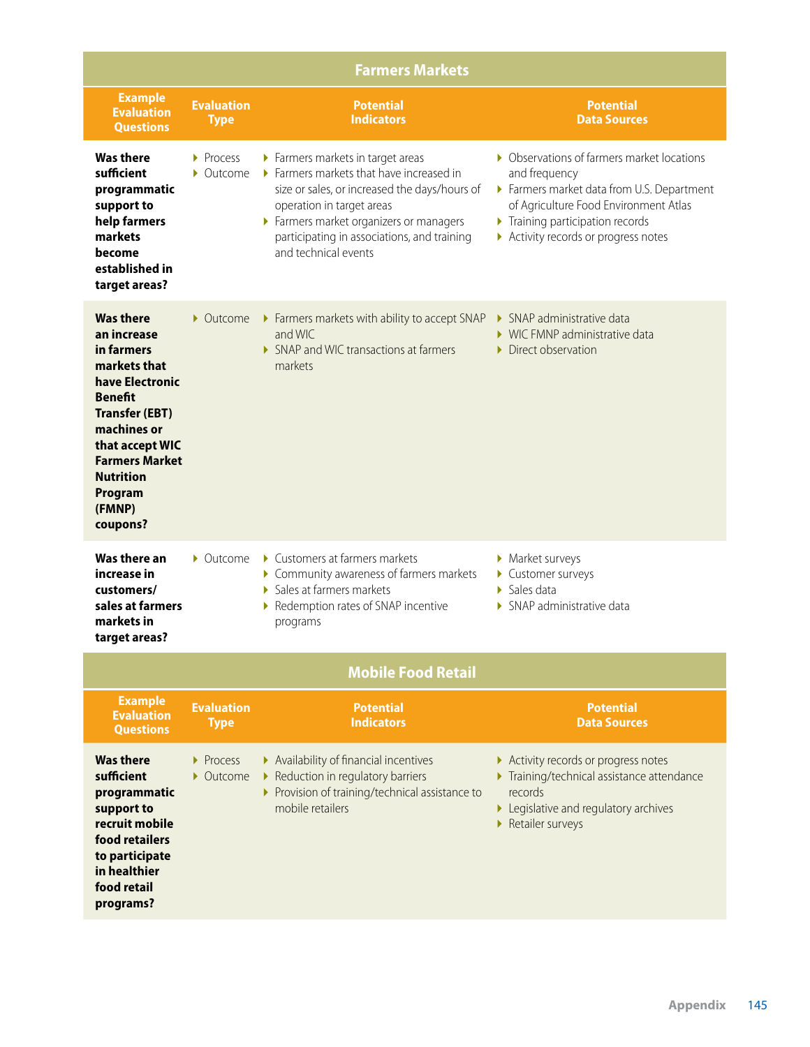## Farmers Markets

| Example Evaluation Questions | Evaluation Type | Potential Indicators | Potential Data Sources |
|---|---|---|---|
| **Was there sufficient programmatic support to help farmers markets become established in target areas?** | ▸ Process<br>▸ Outcome | ▸ Farmers markets in target areas<br>▸ Farmers markets that have increased in size or sales, or increased the days/hours of operation in target areas<br>▸ Farmers market organizers or managers participating in associations, and training and technical events | ▸ Observations of farmers market locations and frequency<br>▸ Farmers market data from U.S. Department of Agriculture Food Environment Atlas<br>▸ Training participation records<br>▸ Activity records or progress notes |
| **Was there an increase in farmers markets that have Electronic Benefit Transfer (EBT) machines or that accept WIC Farmers Market Nutrition Program (FMNP) coupons?** | ▸ Outcome | ▸ Farmers markets with ability to accept SNAP and WIC<br>▸ SNAP and WIC transactions at farmers markets | ▸ SNAP administrative data<br>▸ WIC FMNP administrative data<br>▸ Direct observation |
| **Was there an increase in customers/ sales at farmers markets in target areas?** | ▸ Outcome | ▸ Customers at farmers markets<br>▸ Community awareness of farmers markets<br>▸ Sales at farmers markets<br>▸ Redemption rates of SNAP incentive programs | ▸ Market surveys<br>▸ Customer surveys<br>▸ Sales data<br>▸ SNAP administrative data |

## Mobile Food Retail

| Example Evaluation Questions | Evaluation Type | Potential Indicators | Potential Data Sources |
|---|---|---|---|
| **Was there sufficient programmatic support to recruit mobile food retailers to participate in healthier food retail programs?** | ▸ Process<br>▸ Outcome | ▸ Availability of financial incentives<br>▸ Reduction in regulatory barriers<br>▸ Provision of training/technical assistance to mobile retailers | ▸ Activity records or progress notes<br>▸ Training/technical assistance attendance records<br>▸ Legislative and regulatory archives<br>▸ Retailer surveys |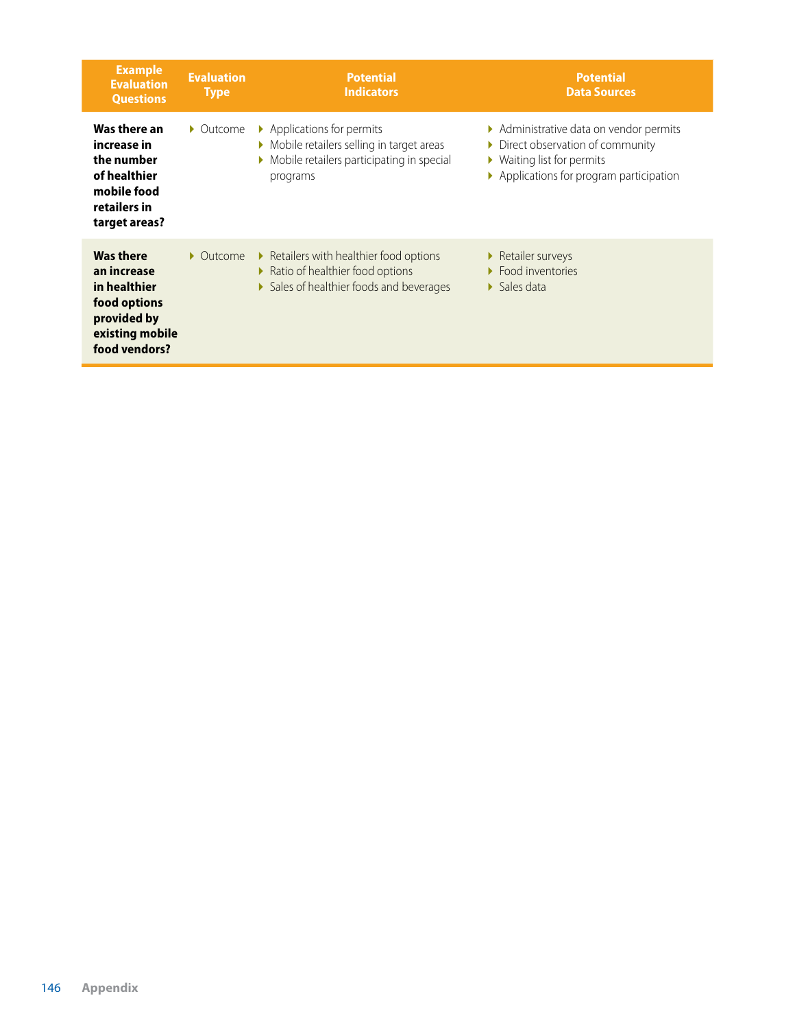| Example Evaluation Questions | Evaluation Type | Potential Indicators | Potential Data Sources |
|---|---|---|---|
| **Was there an increase in the number of healthier mobile food retailers in target areas?** | Outcome | Applications for permits<br>Mobile retailers selling in target areas<br>Mobile retailers participating in special programs | Administrative data on vendor permits<br>Direct observation of community<br>Waiting list for permits<br>Applications for program participation |
| **Was there an increase in healthier food options provided by existing mobile food vendors?** | Outcome | Retailers with healthier food options<br>Ratio of healthier food options<br>Sales of healthier foods and beverages | Retailer surveys<br>Food inventories<br>Sales data |